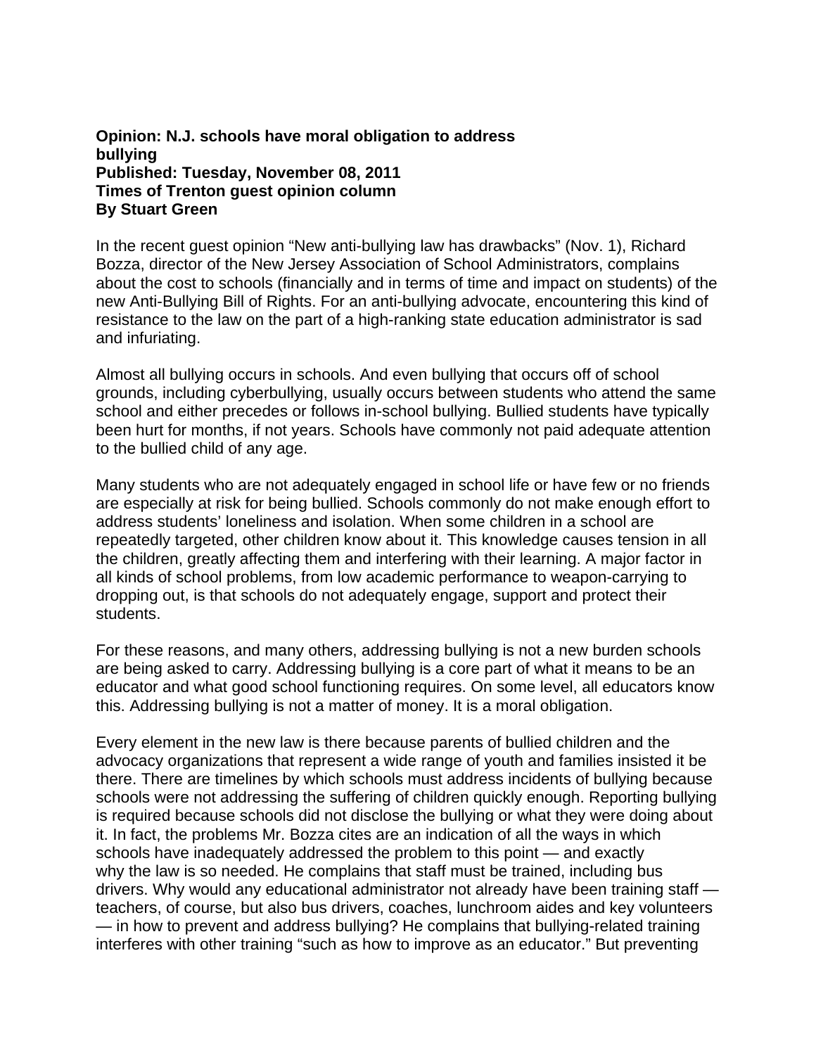**Opinion: N.J. schools have moral obligation to address bullying**
**Published: Tuesday, November 08, 2011**
**Times of Trenton guest opinion column**
**By Stuart Green**

In the recent guest opinion "New anti-bullying law has drawbacks" (Nov. 1), Richard Bozza, director of the New Jersey Association of School Administrators, complains about the cost to schools (financially and in terms of time and impact on students) of the new Anti-Bullying Bill of Rights. For an anti-bullying advocate, encountering this kind of resistance to the law on the part of a high-ranking state education administrator is sad and infuriating.

Almost all bullying occurs in schools. And even bullying that occurs off of school grounds, including cyberbullying, usually occurs between students who attend the same school and either precedes or follows in-school bullying. Bullied students have typically been hurt for months, if not years. Schools have commonly not paid adequate attention to the bullied child of any age.

Many students who are not adequately engaged in school life or have few or no friends are especially at risk for being bullied. Schools commonly do not make enough effort to address students' loneliness and isolation. When some children in a school are repeatedly targeted, other children know about it. This knowledge causes tension in all the children, greatly affecting them and interfering with their learning. A major factor in all kinds of school problems, from low academic performance to weapon-carrying to dropping out, is that schools do not adequately engage, support and protect their students.

For these reasons, and many others, addressing bullying is not a new burden schools are being asked to carry. Addressing bullying is a core part of what it means to be an educator and what good school functioning requires. On some level, all educators know this. Addressing bullying is not a matter of money. It is a moral obligation.

Every element in the new law is there because parents of bullied children and the advocacy organizations that represent a wide range of youth and families insisted it be there. There are timelines by which schools must address incidents of bullying because schools were not addressing the suffering of children quickly enough. Reporting bullying is required because schools did not disclose the bullying or what they were doing about it. In fact, the problems Mr. Bozza cites are an indication of all the ways in which schools have inadequately addressed the problem to this point — and exactly why the law is so needed. He complains that staff must be trained, including bus drivers. Why would any educational administrator not already have been training staff — teachers, of course, but also bus drivers, coaches, lunchroom aides and key volunteers — in how to prevent and address bullying? He complains that bullying-related training interferes with other training "such as how to improve as an educator." But preventing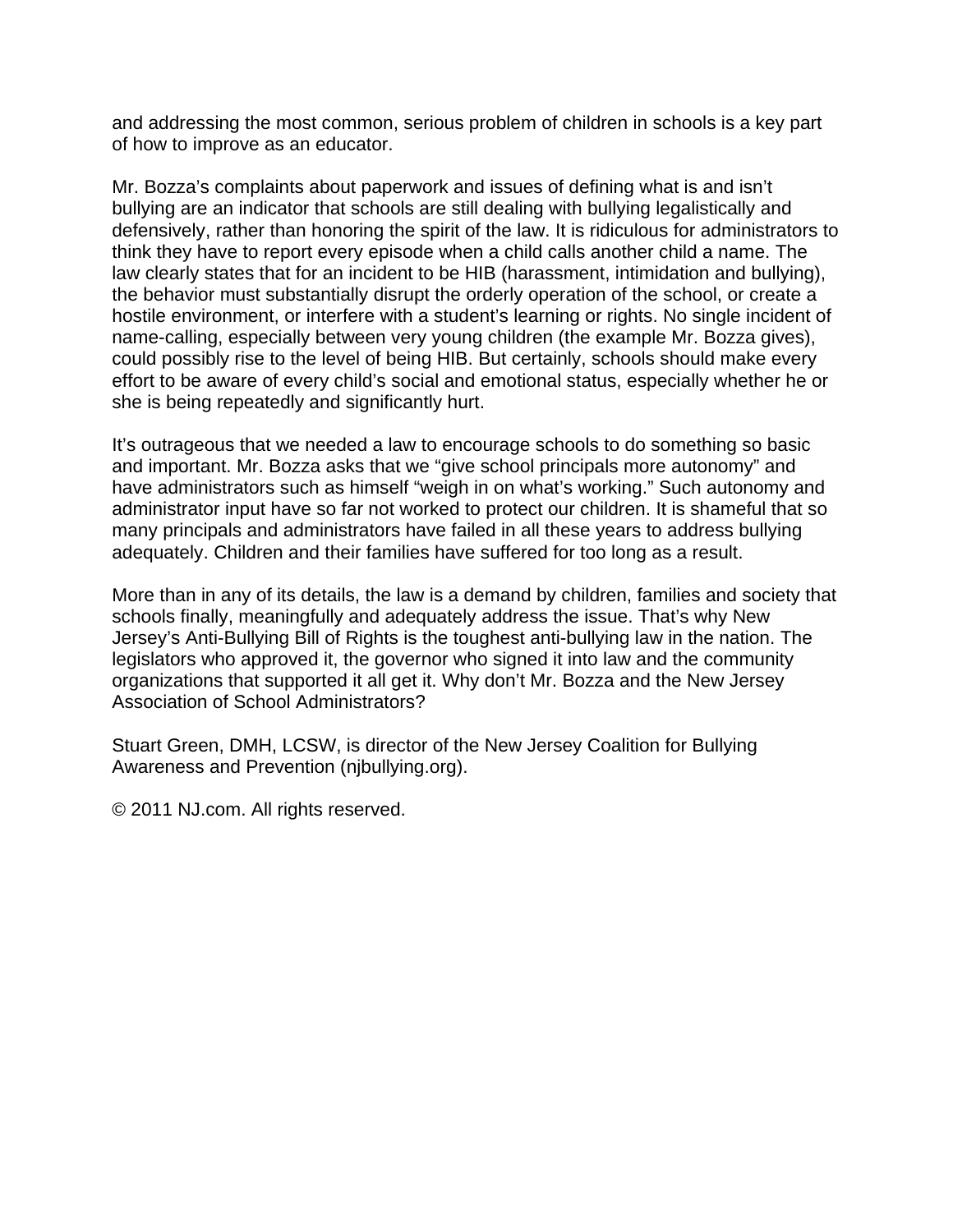and addressing the most common, serious problem of children in schools is a key part of how to improve as an educator.

Mr. Bozza's complaints about paperwork and issues of defining what is and isn't bullying are an indicator that schools are still dealing with bullying legalistically and defensively, rather than honoring the spirit of the law. It is ridiculous for administrators to think they have to report every episode when a child calls another child a name. The law clearly states that for an incident to be HIB (harassment, intimidation and bullying), the behavior must substantially disrupt the orderly operation of the school, or create a hostile environment, or interfere with a student's learning or rights. No single incident of name-calling, especially between very young children (the example Mr. Bozza gives), could possibly rise to the level of being HIB. But certainly, schools should make every effort to be aware of every child's social and emotional status, especially whether he or she is being repeatedly and significantly hurt.

It's outrageous that we needed a law to encourage schools to do something so basic and important. Mr. Bozza asks that we "give school principals more autonomy" and have administrators such as himself "weigh in on what's working." Such autonomy and administrator input have so far not worked to protect our children. It is shameful that so many principals and administrators have failed in all these years to address bullying adequately. Children and their families have suffered for too long as a result.

More than in any of its details, the law is a demand by children, families and society that schools finally, meaningfully and adequately address the issue. That's why New Jersey's Anti-Bullying Bill of Rights is the toughest anti-bullying law in the nation. The legislators who approved it, the governor who signed it into law and the community organizations that supported it all get it. Why don't Mr. Bozza and the New Jersey Association of School Administrators?

Stuart Green, DMH, LCSW, is director of the New Jersey Coalition for Bullying Awareness and Prevention (njbullying.org).

© 2011 NJ.com. All rights reserved.